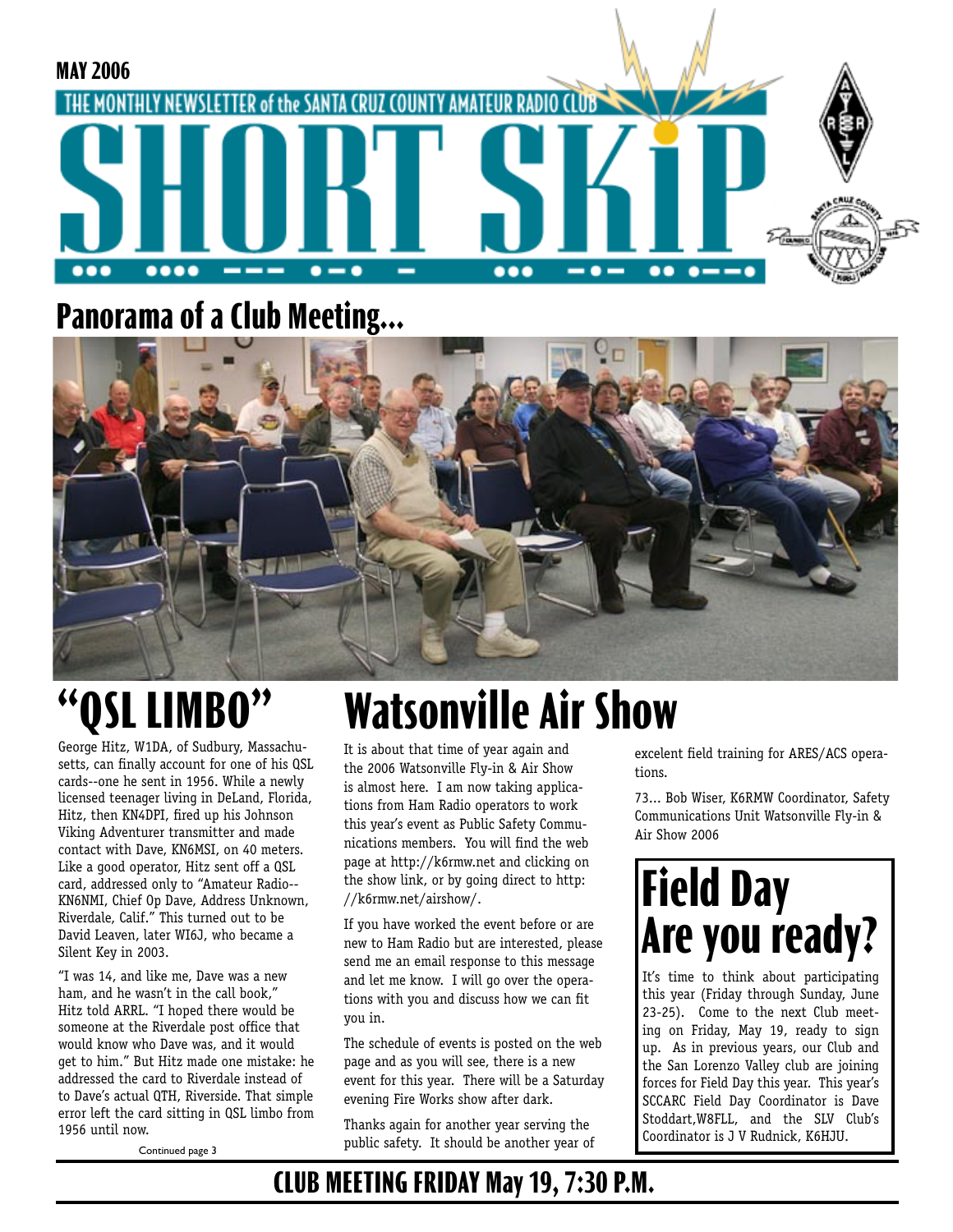MAY 2006

THE MONTHLY NEWSLETTER of the SANTA CRUZ COUNTY AMATEUR RADIO CLUB

# SHORT SKiP

## Panorama of a Club Meeting...

## "QSL LIMBO"

George Hitz, W1DA, of Sudbury, Massachusetts, can finally account for one of his QSL cards--one he sent in 1956. While a newly licensed teenager living in DeLand, Florida, Hitz, then KN4DPI, fired up his Johnson Viking Adventurer transmitter and made contact with Dave, KN6MSI, on 40 meters. Like a good operator, Hitz sent off a QSL card, addressed only to "Amateur Radio--KN6NMI, Chief Op Dave, Address Unknown, Riverdale, Calif." This turned out to be David Leaven, later WI6J, who became a Silent Key in 2003.

"I was 14, and like me, Dave was a new ham, and he wasn't in the call book," Hitz told ARRL. "I hoped there would be someone at the Riverdale post office that would know who Dave was, and it would get to him." But Hitz made one mistake: he addressed the card to Riverdale instead of to Dave's actual QTH, Riverside. That simple error left the card sitting in QSL limbo from 1956 until now.

Continued page 3

## Watsonville Air Show

It is about that time of year again and the 2006 Watsonville Fly-in & Air Show is almost here. I am now taking applications from Ham Radio operators to work this year's event as Public Safety Communications members. You will find the web page at http://k6rmw.net and clicking on the show link, or by going direct to http://k6rmw.net/airshow/.

If you have worked the event before or are new to Ham Radio but are interested, please send me an email response to this message and let me know. I will go over the operations with you and discuss how we can fit you in.

The schedule of events is posted on the web page and as you will see, there is a new event for this year. There will be a Saturday evening Fire Works show after dark.

Thanks again for another year serving the public safety. It should be another year of excelent field training for ARES/ACS operations.

73... Bob Wiser, K6RMW Coordinator, Safety Communications Unit Watsonville Fly-in & Air Show 2006

## Field Day Are you ready?

It's time to think about participating this year (Friday through Sunday, June 23-25). Come to the next Club meeting on Friday, May 19, ready to sign up. As in previous years, our Club and the San Lorenzo Valley club are joining forces for Field Day this year. This year's SCCARC Field Day Coordinator is Dave Stoddart,W8FLL, and the SLV Club's Coordinator is J V Rudnick, K6HJU.

**CLUB MEETING FRIDAY May 19, 7:30 P.M.**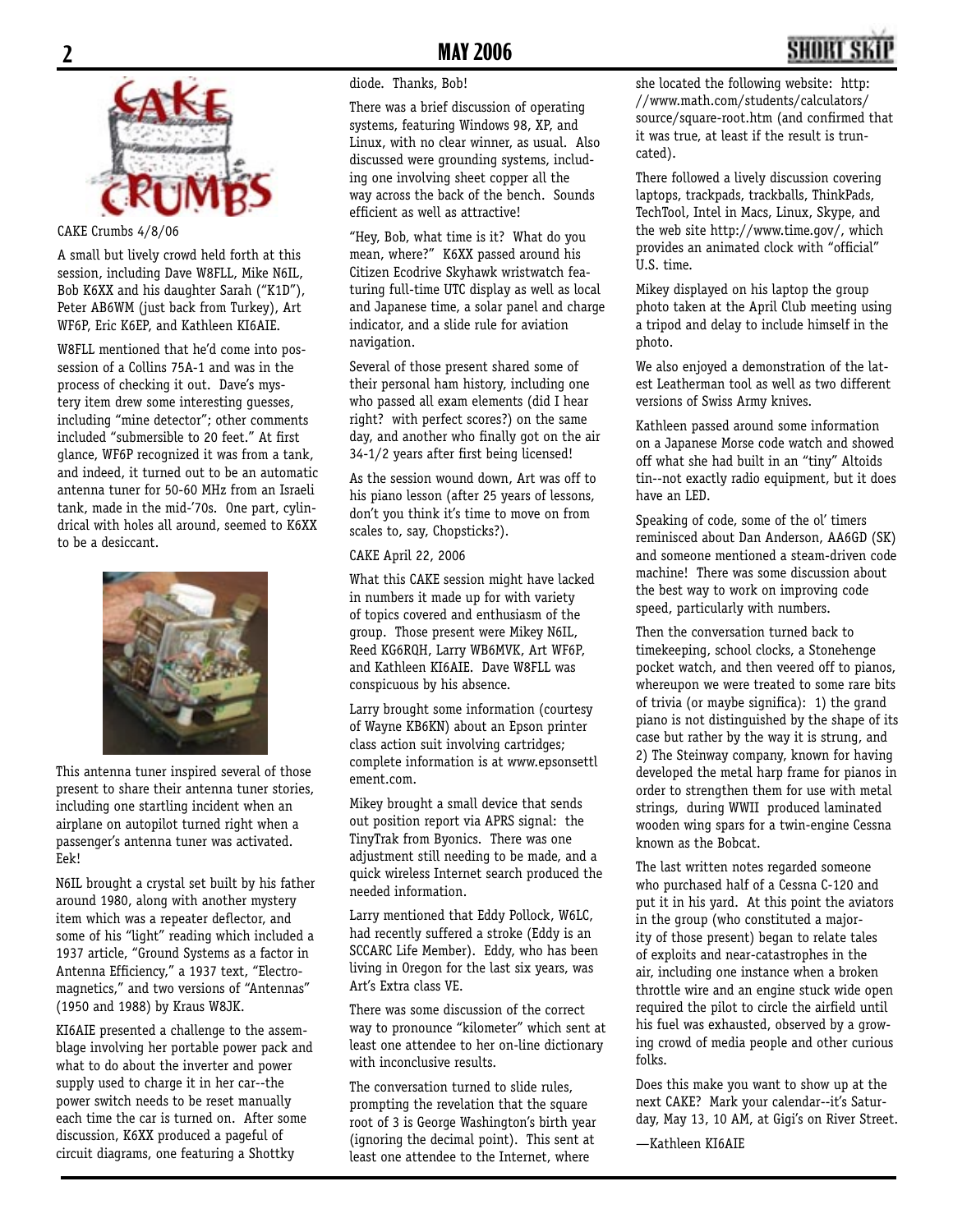CAKE Crumbs 4/8/06

A small but lively crowd held forth at this session, including Dave W8FLL, Mike N6IL, Bob K6XX and his daughter Sarah ("K1D"), Peter AB6WM (just back from Turkey), Art WF6P, Eric K6EP, and Kathleen KI6AIE.

W8FLL mentioned that he'd come into possession of a Collins 75A-1 and was in the process of checking it out. Dave's mystery item drew some interesting guesses, including "mine detector"; other comments included "submersible to 20 feet." At first glance, WF6P recognized it was from a tank, and indeed, it turned out to be an automatic antenna tuner for 50-60 MHz from an Israeli tank, made in the mid-'70s. One part, cylindrical with holes all around, seemed to K6XX to be a desiccant.

This antenna tuner inspired several of those present to share their antenna tuner stories, including one startling incident when an airplane on autopilot turned right when a passenger's antenna tuner was activated. Eek!

N6IL brought a crystal set built by his father around 1980, along with another mystery item which was a repeater deflector, and some of his "light" reading which included a 1937 article, "Ground Systems as a factor in Antenna Efficiency," a 1937 text, "Electromagnetics," and two versions of "Antennas" (1950 and 1988) by Kraus W8JK.

KI6AIE presented a challenge to the assemblage involving her portable power pack and what to do about the inverter and power supply used to charge it in her car--the power switch needs to be reset manually each time the car is turned on. After some discussion, K6XX produced a pageful of circuit diagrams, one featuring a Shottky diode. Thanks, Bob!

There was a brief discussion of operating systems, featuring Windows 98, XP, and Linux, with no clear winner, as usual. Also discussed were grounding systems, including one involving sheet copper all the way across the back of the bench. Sounds efficient as well as attractive!

"Hey, Bob, what time is it? What do you mean, where?" K6XX passed around his Citizen Ecodrive Skyhawk wristwatch featuring full-time UTC display as well as local and Japanese time, a solar panel and charge indicator, and a slide rule for aviation navigation.

Several of those present shared some of their personal ham history, including one who passed all exam elements (did I hear right? with perfect scores?) on the same day, and another who finally got on the air 34-1/2 years after first being licensed!

As the session wound down, Art was off to his piano lesson (after 25 years of lessons, don't you think it's time to move on from scales to, say, Chopsticks?).

CAKE April 22, 2006

What this CAKE session might have lacked in numbers it made up for with variety of topics covered and enthusiasm of the group. Those present were Mikey N6IL, Reed KG6RQH, Larry WB6MVK, Art WF6P, and Kathleen KI6AIE. Dave W8FLL was conspicuous by his absence.

Larry brought some information (courtesy of Wayne KB6KN) about an Epson printer class action suit involving cartridges; complete information is at www.epsonsettlement.com.

Mikey brought a small device that sends out position report via APRS signal: the TinyTrak from Byonics. There was one adjustment still needing to be made, and a quick wireless Internet search produced the needed information.

Larry mentioned that Eddy Pollock, W6LC, had recently suffered a stroke (Eddy is an SCCARC Life Member). Eddy, who has been living in Oregon for the last six years, was Art's Extra class VE.

There was some discussion of the correct way to pronounce "kilometer" which sent at least one attendee to her on-line dictionary with inconclusive results.

The conversation turned to slide rules, prompting the revelation that the square root of 3 is George Washington's birth year (ignoring the decimal point). This sent at least one attendee to the Internet, where she located the following website: http://www.math.com/students/calculators/source/square-root.htm (and confirmed that it was true, at least if the result is truncated).

There followed a lively discussion covering laptops, trackpads, trackballs, ThinkPads, TechTool, Intel in Macs, Linux, Skype, and the web site http://www.time.gov/, which provides an animated clock with "official" U.S. time.

Mikey displayed on his laptop the group photo taken at the April Club meeting using a tripod and delay to include himself in the photo.

We also enjoyed a demonstration of the latest Leatherman tool as well as two different versions of Swiss Army knives.

Kathleen passed around some information on a Japanese Morse code watch and showed off what she had built in an "tiny" Altoids tin--not exactly radio equipment, but it does have an LED.

Speaking of code, some of the ol' timers reminisced about Dan Anderson, AA6GD (SK) and someone mentioned a steam-driven code machine! There was some discussion about the best way to work on improving code speed, particularly with numbers.

Then the conversation turned back to timekeeping, school clocks, a Stonehenge pocket watch, and then veered off to pianos, whereupon we were treated to some rare bits of trivia (or maybe significa): 1) the grand piano is not distinguished by the shape of its case but rather by the way it is strung, and 2) The Steinway company, known for having developed the metal harp frame for pianos in order to strengthen them for use with metal strings, during WWII produced laminated wooden wing spars for a twin-engine Cessna known as the Bobcat.

The last written notes regarded someone who purchased half of a Cessna C-120 and put it in his yard. At this point the aviators in the group (who constituted a majority of those present) began to relate tales of exploits and near-catastrophes in the air, including one instance when a broken throttle wire and an engine stuck wide open required the pilot to circle the airfield until his fuel was exhausted, observed by a growing crowd of media people and other curious folks.

Does this make you want to show up at the next CAKE? Mark your calendar--it's Saturday, May 13, 10 AM, at Gigi's on River Street.

—Kathleen KI6AIE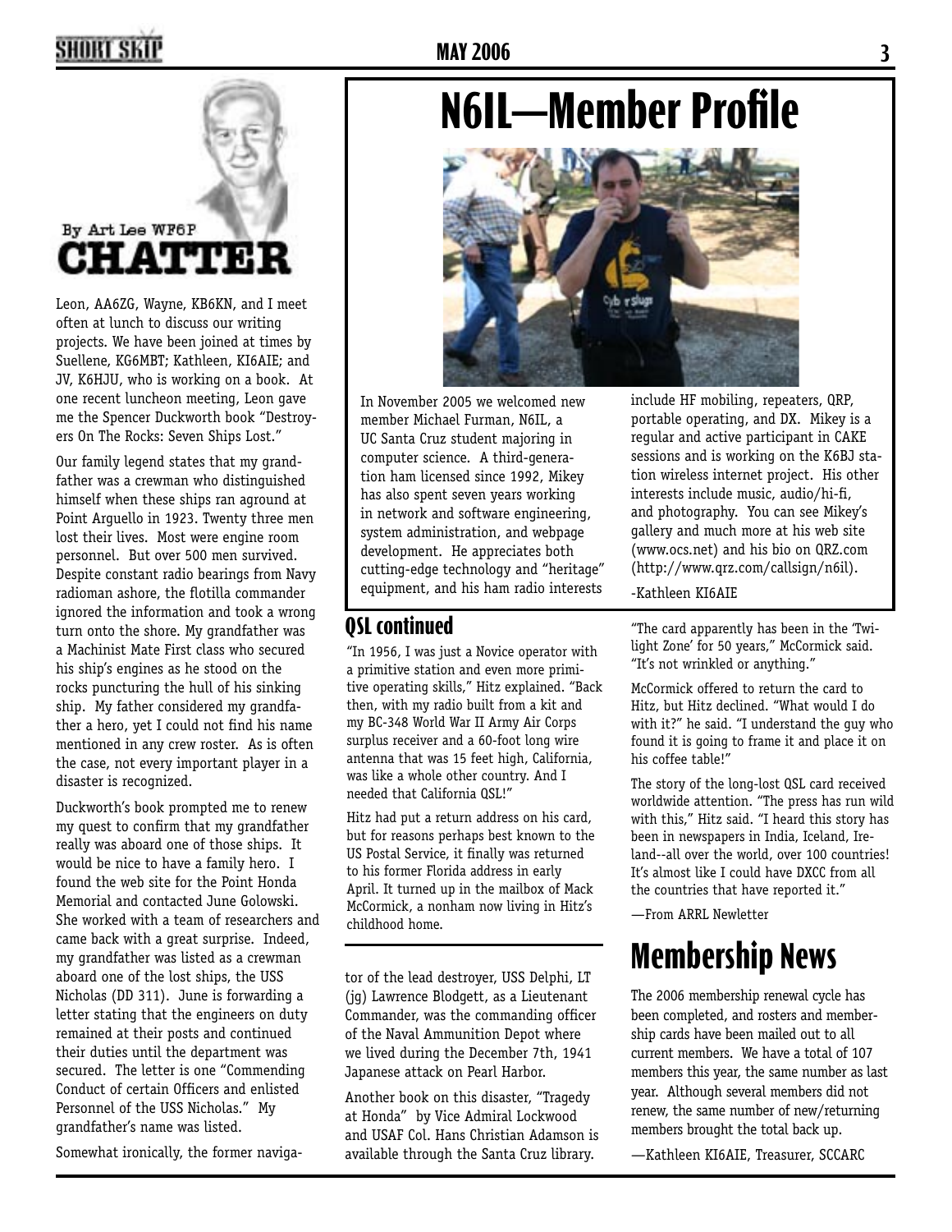## CHATTER

By Art Lee WF6P

Leon, AA6ZG, Wayne, KB6KN, and I meet often at lunch to discuss our writing projects. We have been joined at times by Suellene, KG6MBT; Kathleen, KI6AIE; and JV, K6HJU, who is working on a book. At one recent luncheon meeting, Leon gave me the Spencer Duckworth book "Destroyers On The Rocks: Seven Ships Lost."

Our family legend states that my grandfather was a crewman who distinguished himself when these ships ran aground at Point Arguello in 1923. Twenty three men lost their lives. Most were engine room personnel. But over 500 men survived. Despite constant radio bearings from Navy radioman ashore, the flotilla commander ignored the information and took a wrong turn onto the shore. My grandfather was a Machinist Mate First class who secured his ship's engines as he stood on the rocks puncturing the hull of his sinking ship. My father considered my grandfather a hero, yet I could not find his name mentioned in any crew roster. As is often the case, not every important player in a disaster is recognized.

Duckworth's book prompted me to renew my quest to confirm that my grandfather really was aboard one of those ships. It would be nice to have a family hero. I found the web site for the Point Honda Memorial and contacted June Golowski. She worked with a team of researchers and came back with a great surprise. Indeed, my grandfather was listed as a crewman aboard one of the lost ships, the USS Nicholas (DD 311). June is forwarding a letter stating that the engineers on duty remained at their posts and continued their duties until the department was secured. The letter is one "Commending Conduct of certain Officers and enlisted Personnel of the USS Nicholas." My grandfather's name was listed.

Somewhat ironically, the former navigator of the lead destroyer, USS Delphi, LT (jg) Lawrence Blodgett, as a Lieutenant Commander, was the commanding officer of the Naval Ammunition Depot where we lived during the December 7th, 1941 Japanese attack on Pearl Harbor.

Another book on this disaster, "Tragedy at Honda" by Vice Admiral Lockwood and USAF Col. Hans Christian Adamson is available through the Santa Cruz library.

# N6IL—Member Profile

In November 2005 we welcomed new member Michael Furman, N6IL, a UC Santa Cruz student majoring in computer science. A third-generation ham licensed since 1992, Mikey has also spent seven years working in network and software engineering, system administration, and webpage development. He appreciates both cutting-edge technology and "heritage" equipment, and his ham radio interests include HF mobiling, repeaters, QRP, portable operating, and DX. Mikey is a regular and active participant in CAKE sessions and is working on the K6BJ station wireless internet project. His other interests include music, audio/hi-fi, and photography. You can see Mikey's gallery and much more at his web site (www.ocs.net) and his bio on QRZ.com (http://www.qrz.com/callsign/n6il).

-Kathleen KI6AIE

## QSL continued

"In 1956, I was just a Novice operator with a primitive station and even more primitive operating skills," Hitz explained. "Back then, with my radio built from a kit and my BC-348 World War II Army Air Corps surplus receiver and a 60-foot long wire antenna that was 15 feet high, California, was like a whole other country. And I needed that California QSL!"

Hitz had put a return address on his card, but for reasons perhaps best known to the US Postal Service, it finally was returned to his former Florida address in early April. It turned up in the mailbox of Mack McCormick, a nonham now living in Hitz's childhood home.

"The card apparently has been in the 'Twilight Zone' for 50 years," McCormick said. "It's not wrinkled or anything."

McCormick offered to return the card to Hitz, but Hitz declined. "What would I do with it?" he said. "I understand the guy who found it is going to frame it and place it on his coffee table!"

The story of the long-lost QSL card received worldwide attention. "The press has run wild with this," Hitz said. "I heard this story has been in newspapers in India, Iceland, Ireland--all over the world, over 100 countries! It's almost like I could have DXCC from all the countries that have reported it."

—From ARRL Newletter

# Membership News

The 2006 membership renewal cycle has been completed, and rosters and membership cards have been mailed out to all current members. We have a total of 107 members this year, the same number as last year. Although several members did not renew, the same number of new/returning members brought the total back up.

—Kathleen KI6AIE, Treasurer, SCCARC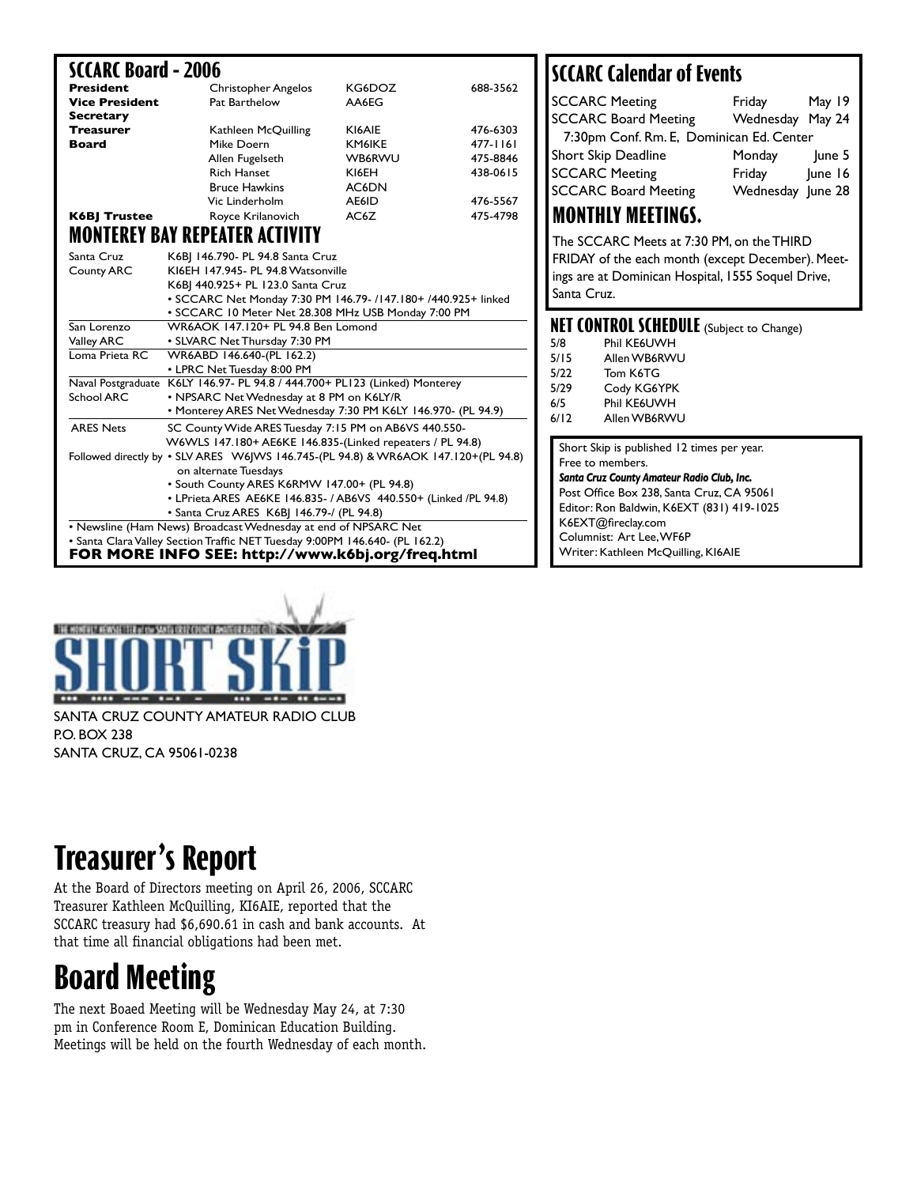## SCCARC Board - 2006

| | | | |
|---|---|---|---|
| **President** | Christopher Angelos | KG6DOZ | 688-3562 |
| **Vice President** | Pat Barthelow | AA6EG | |
| **Secretary** | | | |
| **Treasurer** | Kathleen McQuilling | KI6AIE | 476-6303 |
| **Board** | Mike Doern | KM6IKE | 477-1161 |
| | Allen Fugelseth | WB6RWU | 475-8846 |
| | Rich Hanset | KI6EH | 438-0615 |
| | Bruce Hawkins | AC6DN | |
| | Vic Linderholm | AE6ID | 476-5567 |
| **K6BJ Trustee** | Royce Krilanovich | AC6Z | 475-4798 |

## MONTEREY BAY REPEATER ACTIVITY

| | |
|---|---|
| Santa Cruz County ARC | K6BJ 146.790- PL 94.8 Santa Cruz<br>KI6EH 147.945- PL 94.8 Watsonville<br>K6BJ 440.925+ PL 123.0 Santa Cruz<br>• SCCARC Net Monday 7:30 PM 146.79- /147.180+ /440.925+ linked<br>• SCCARC 10 Meter Net 28.308 MHz USB Monday 7:00 PM |
| San Lorenzo Valley ARC | WR6AOK 147.120+ PL 94.8 Ben Lomond<br>• SLVARC Net Thursday 7:30 PM |
| Loma Prieta RC | WR6ABD 146.640-(PL 162.2)<br>• LPRC Net Tuesday 8:00 PM |
| Naval Postgraduate School ARC | K6LY 146.97- PL 94.8 / 444.700+ PL123 (Linked) Monterey<br>• NPSARC Net Wednesday at 8 PM on K6LY/R<br>• Monterey ARES Net Wednesday 7:30 PM K6LY 146.970- (PL 94.9) |
| ARES Nets | SC County Wide ARES Tuesday 7:15 PM on AB6VS 440.550-<br>W6WLS 147.180+ AE6KE 146.835-(Linked repeaters / PL 94.8) |
| Followed directly by | • SLV ARES W6JWS 146.745-(PL 94.8) & WR6AOK 147.120+(PL 94.8) on alternate Tuesdays<br>• South County ARES K6RMW 147.00+ (PL 94.8)<br>• LPrieta ARES AE6KE 146.835- / AB6VS 440.550+ (Linked /PL 94.8)<br>• Santa Cruz ARES K6BJ 146.79-/ (PL 94.8) |

• Newsline (Ham News) Broadcast Wednesday at end of NPSARC Net
• Santa Clara Valley Section Traffic NET Tuesday 9:00PM 146.640- (PL 162.2)

**FOR MORE INFO SEE: http://www.k6bj.org/freq.html**

## SCCARC Calendar of Events

| | | |
|---|---|---|
| SCCARC Meeting | Friday | May 19 |
| SCCARC Board Meeting | Wednesday | May 24 |
| 7:30pm Conf. Rm. E, Dominican Ed. Center | | |
| Short Skip Deadline | Monday | June 5 |
| SCCARC Meeting | Friday | June 16 |
| SCCARC Board Meeting | Wednesday | June 28 |

## MONTHLY MEETINGS.

The SCCARC Meets at 7:30 PM, on the THIRD FRIDAY of the each month (except December). Meetings are at Dominican Hospital, 1555 Soquel Drive, Santa Cruz.

## NET CONTROL SCHEDULE (Subject to Change)

| | |
|---|---|
| 5/8 | Phil KE6UWH |
| 5/15 | Allen WB6RWU |
| 5/22 | Tom K6TG |
| 5/29 | Cody KG6YPK |
| 6/5 | Phil KE6UWH |
| 6/12 | Allen WB6RWU |

Short Skip is published 12 times per year.
Free to members.
***Santa Cruz County Amateur Radio Club, Inc.***
Post Office Box 238, Santa Cruz, CA 95061
Editor: Ron Baldwin, K6EXT (831) 419-1025
K6EXT@fireclay.com
Columnist: Art Lee, WF6P
Writer: Kathleen McQuilling, KI6AIE

THE MONTHLY NEWSLETTER of the SANTA CRUZ COUNTY AMATEUR RADIO CLUB

SHORT SKiP

SANTA CRUZ COUNTY AMATEUR RADIO CLUB
P.O. BOX 238
SANTA CRUZ, CA 95061-0238

# Treasurer's Report

At the Board of Directors meeting on April 26, 2006, SCCARC Treasurer Kathleen McQuilling, KI6AIE, reported that the SCCARC treasury had $6,690.61 in cash and bank accounts. At that time all financial obligations had been met.

# Board Meeting

The next Boaed Meeting will be Wednesday May 24, at 7:30 pm in Conference Room E, Dominican Education Building. Meetings will be held on the fourth Wednesday of each month.